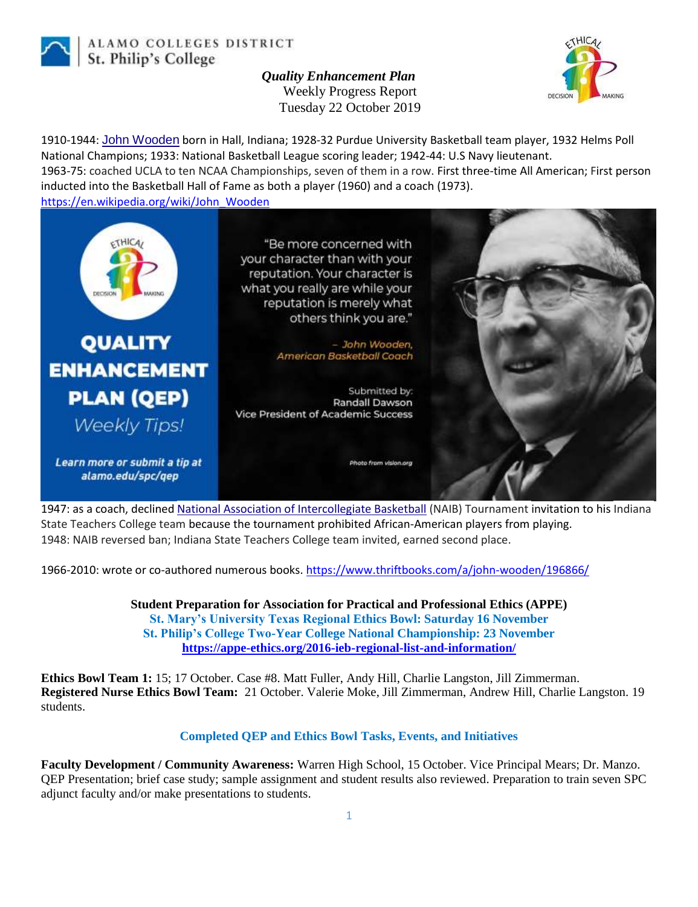ALAMO COLLEGES DISTRICT
St. Philip's College

***Quality Enhancement Plan***
Weekly Progress Report
Tuesday 22 October 2019

1910-1944: [John Wooden](https://en.wikipedia.org/wiki/John_Wooden) born in Hall, Indiana; 1928-32 Purdue University Basketball team player, 1932 Helms Poll National Champions; 1933: National Basketball League scoring leader; 1942-44: U.S Navy lieutenant.
1963-75: coached UCLA to ten NCAA Championships, seven of them in a row. First three-time All American; First person inducted into the Basketball Hall of Fame as both a player (1960) and a coach (1973).
https://en.wikipedia.org/wiki/John_Wooden

**QUALITY ENHANCEMENT PLAN (QEP)**
*Weekly Tips!*

***Learn more or submit a tip at alamo.edu/spc/qep***

"Be more concerned with your character than with your reputation. Your character is what you really are while your reputation is merely what others think you are."

*– John Wooden, American Basketball Coach*

Submitted by:
Randall Dawson
Vice President of Academic Success

*Photo from vision.org*

1947: as a coach, declined [National Association of Intercollegiate Basketball](https://en.wikipedia.org/wiki/National_Association_of_Intercollegiate_Athletics) (NAIB) Tournament invitation to his Indiana State Teachers College team because the tournament prohibited African-American players from playing.
1948: NAIB reversed ban; Indiana State Teachers College team invited, earned second place.

1966-2010: wrote or co-authored numerous books. https://www.thriftbooks.com/a/john-wooden/196866/

**Student Preparation for Association for Practical and Professional Ethics (APPE)**
**St. Mary's University Texas Regional Ethics Bowl: Saturday 16 November**
**St. Philip's College Two-Year College National Championship: 23 November**
**https://appe-ethics.org/2016-ieb-regional-list-and-information/**

**Ethics Bowl Team 1:** 15; 17 October. Case #8. Matt Fuller, Andy Hill, Charlie Langston, Jill Zimmerman.
**Registered Nurse Ethics Bowl Team:** 21 October. Valerie Moke, Jill Zimmerman, Andrew Hill, Charlie Langston. 19 students.

## Completed QEP and Ethics Bowl Tasks, Events, and Initiatives

**Faculty Development / Community Awareness:** Warren High School, 15 October. Vice Principal Mears; Dr. Manzo. QEP Presentation; brief case study; sample assignment and student results also reviewed. Preparation to train seven SPC adjunct faculty and/or make presentations to students.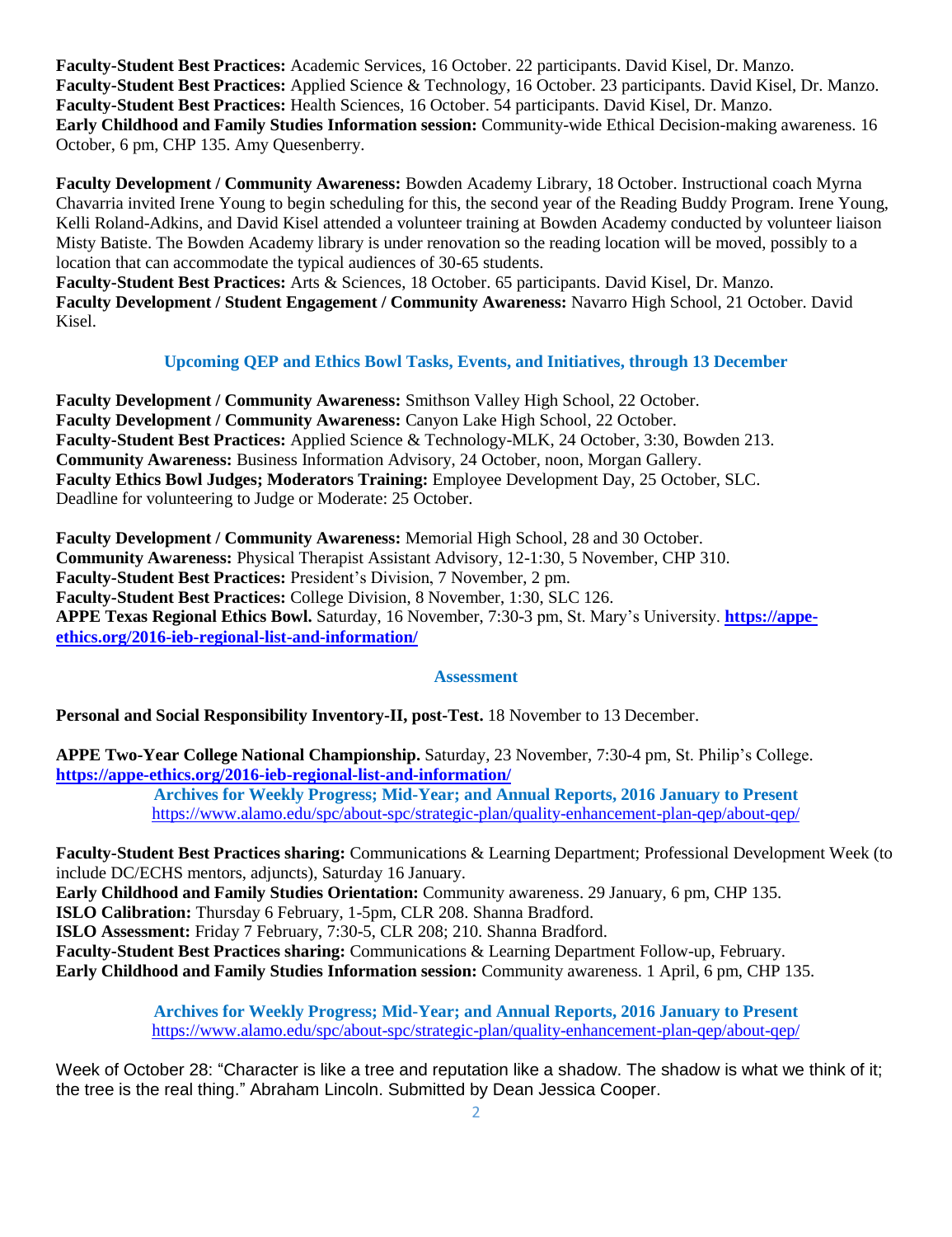**Faculty-Student Best Practices:** Academic Services, 16 October. 22 participants. David Kisel, Dr. Manzo.
**Faculty-Student Best Practices:** Applied Science & Technology, 16 October. 23 participants. David Kisel, Dr. Manzo.
**Faculty-Student Best Practices:** Health Sciences, 16 October. 54 participants. David Kisel, Dr. Manzo.
**Early Childhood and Family Studies Information session:** Community-wide Ethical Decision-making awareness. 16 October, 6 pm, CHP 135. Amy Quesenberry.

**Faculty Development / Community Awareness:** Bowden Academy Library, 18 October. Instructional coach Myrna Chavarria invited Irene Young to begin scheduling for this, the second year of the Reading Buddy Program. Irene Young, Kelli Roland-Adkins, and David Kisel attended a volunteer training at Bowden Academy conducted by volunteer liaison Misty Batiste. The Bowden Academy library is under renovation so the reading location will be moved, possibly to a location that can accommodate the typical audiences of 30-65 students.
**Faculty-Student Best Practices:** Arts & Sciences, 18 October. 65 participants. David Kisel, Dr. Manzo.
**Faculty Development / Student Engagement / Community Awareness:** Navarro High School, 21 October. David Kisel.

## Upcoming QEP and Ethics Bowl Tasks, Events, and Initiatives, through 13 December

**Faculty Development / Community Awareness:** Smithson Valley High School, 22 October.
**Faculty Development / Community Awareness:** Canyon Lake High School, 22 October.
**Faculty-Student Best Practices:** Applied Science & Technology-MLK, 24 October, 3:30, Bowden 213.
**Community Awareness:** Business Information Advisory, 24 October, noon, Morgan Gallery.
**Faculty Ethics Bowl Judges; Moderators Training:** Employee Development Day, 25 October, SLC.
Deadline for volunteering to Judge or Moderate: 25 October.

**Faculty Development / Community Awareness:** Memorial High School, 28 and 30 October.
**Community Awareness:** Physical Therapist Assistant Advisory, 12-1:30, 5 November, CHP 310.
**Faculty-Student Best Practices:** President's Division, 7 November, 2 pm.
**Faculty-Student Best Practices:** College Division, 8 November, 1:30, SLC 126.
**APPE Texas Regional Ethics Bowl.** Saturday, 16 November, 7:30-3 pm, St. Mary's University. **https://appe-ethics.org/2016-ieb-regional-list-and-information/**

## Assessment

**Personal and Social Responsibility Inventory-II, post-Test.** 18 November to 13 December.

**APPE Two-Year College National Championship.** Saturday, 23 November, 7:30-4 pm, St. Philip's College. **https://appe-ethics.org/2016-ieb-regional-list-and-information/**

**Archives for Weekly Progress; Mid-Year; and Annual Reports, 2016 January to Present**
https://www.alamo.edu/spc/about-spc/strategic-plan/quality-enhancement-plan-qep/about-qep/

**Faculty-Student Best Practices sharing:** Communications & Learning Department; Professional Development Week (to include DC/ECHS mentors, adjuncts), Saturday 16 January.
**Early Childhood and Family Studies Orientation:** Community awareness. 29 January, 6 pm, CHP 135.
**ISLO Calibration:** Thursday 6 February, 1-5pm, CLR 208. Shanna Bradford.
**ISLO Assessment:** Friday 7 February, 7:30-5, CLR 208; 210. Shanna Bradford.
**Faculty-Student Best Practices sharing:** Communications & Learning Department Follow-up, February.
**Early Childhood and Family Studies Information session:** Community awareness. 1 April, 6 pm, CHP 135.

**Archives for Weekly Progress; Mid-Year; and Annual Reports, 2016 January to Present**
https://www.alamo.edu/spc/about-spc/strategic-plan/quality-enhancement-plan-qep/about-qep/

Week of October 28: "Character is like a tree and reputation like a shadow. The shadow is what we think of it; the tree is the real thing." Abraham Lincoln. Submitted by Dean Jessica Cooper.